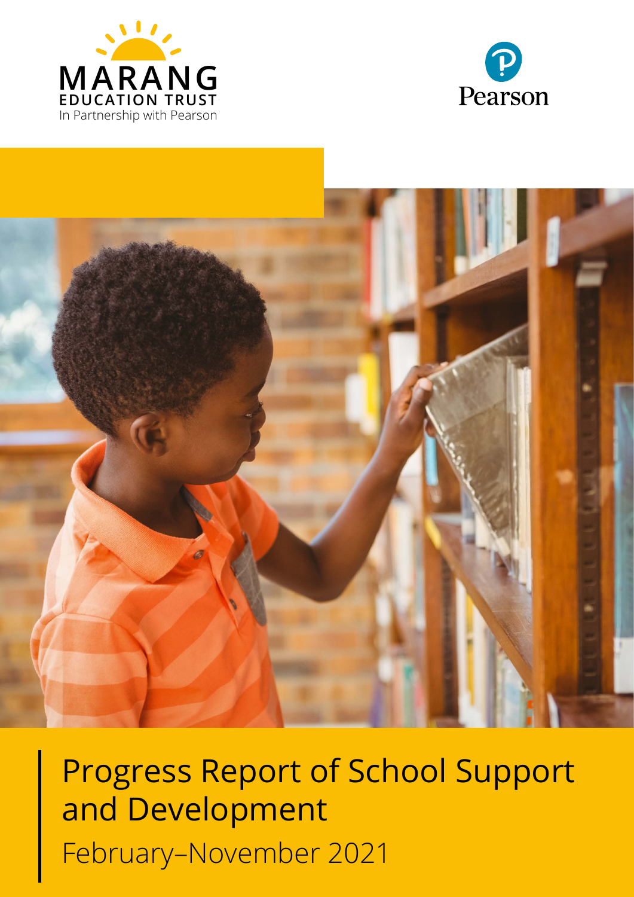MARANG
EDUCATION TRUST
In Partnership with Pearson

Pearson

# Progress Report of School Support and Development

February–November 2021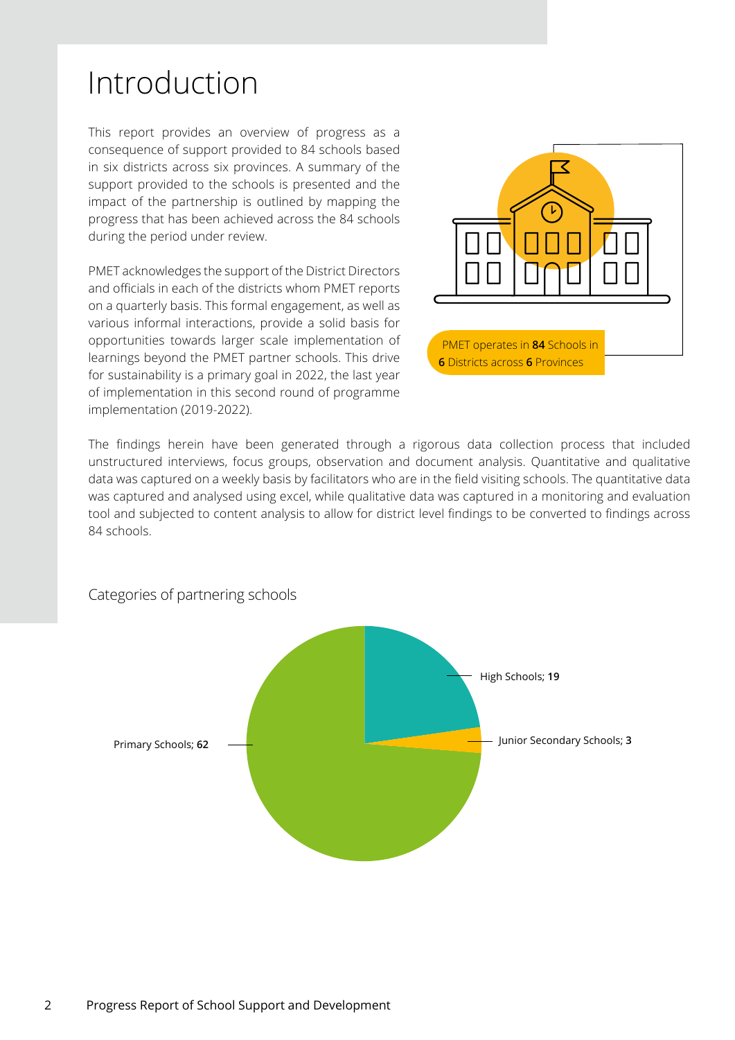# Introduction

This report provides an overview of progress as a consequence of support provided to 84 schools based in six districts across six provinces. A summary of the support provided to the schools is presented and the impact of the partnership is outlined by mapping the progress that has been achieved across the 84 schools during the period under review.

PMET acknowledges the support of the District Directors and officials in each of the districts whom PMET reports on a quarterly basis. This formal engagement, as well as various informal interactions, provide a solid basis for opportunities towards larger scale implementation of learnings beyond the PMET partner schools. This drive for sustainability is a primary goal in 2022, the last year of implementation in this second round of programme implementation (2019-2022).

PMET operates in **84** Schools in **6** Districts across **6** Provinces

The findings herein have been generated through a rigorous data collection process that included unstructured interviews, focus groups, observation and document analysis. Quantitative and qualitative data was captured on a weekly basis by facilitators who are in the field visiting schools. The quantitative data was captured and analysed using excel, while qualitative data was captured in a monitoring and evaluation tool and subjected to content analysis to allow for district level findings to be converted to findings across 84 schools.

Categories of partnering schools

High Schools; **19**

Junior Secondary Schools; **3**

Primary Schools; **62**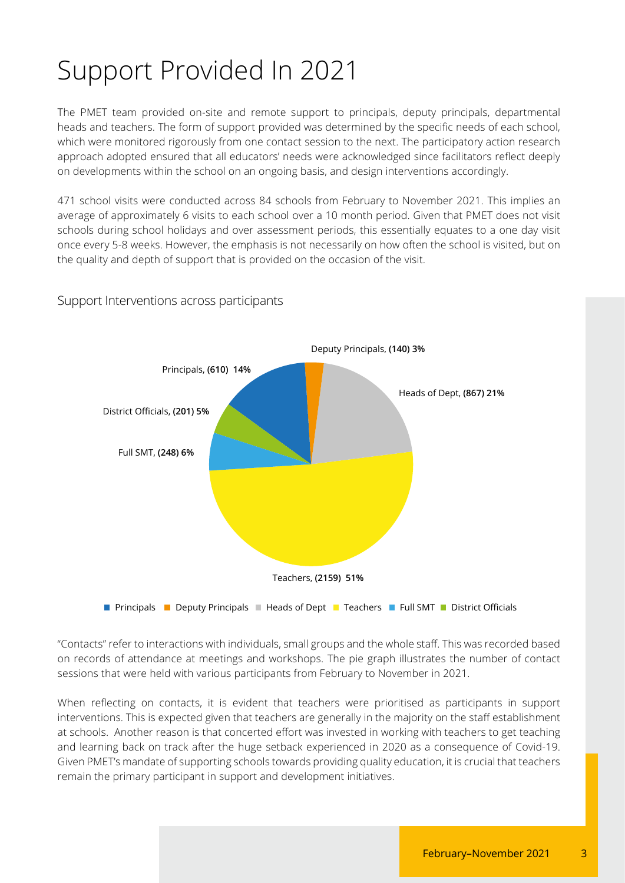# Support Provided In 2021

The PMET team provided on-site and remote support to principals, deputy principals, departmental heads and teachers. The form of support provided was determined by the specific needs of each school, which were monitored rigorously from one contact session to the next. The participatory action research approach adopted ensured that all educators' needs were acknowledged since facilitators reflect deeply on developments within the school on an ongoing basis, and design interventions accordingly.

471 school visits were conducted across 84 schools from February to November 2021. This implies an average of approximately 6 visits to each school over a 10 month period. Given that PMET does not visit schools during school holidays and over assessment periods, this essentially equates to a one day visit once every 5-8 weeks. However, the emphasis is not necessarily on how often the school is visited, but on the quality and depth of support that is provided on the occasion of the visit.

## Support Interventions across participants

Principals, **(610) 14%**

Deputy Principals, **(140) 3%**

Heads of Dept, **(867) 21%**

Teachers, **(2159) 51%**

Full SMT, **(248) 6%**

District Officials, **(201) 5%**

■ Principals ■ Deputy Principals ■ Heads of Dept ■ Teachers ■ Full SMT ■ District Officials

"Contacts" refer to interactions with individuals, small groups and the whole staff. This was recorded based on records of attendance at meetings and workshops. The pie graph illustrates the number of contact sessions that were held with various participants from February to November in 2021.

When reflecting on contacts, it is evident that teachers were prioritised as participants in support interventions. This is expected given that teachers are generally in the majority on the staff establishment at schools. Another reason is that concerted effort was invested in working with teachers to get teaching and learning back on track after the huge setback experienced in 2020 as a consequence of Covid-19. Given PMET's mandate of supporting schools towards providing quality education, it is crucial that teachers remain the primary participant in support and development initiatives.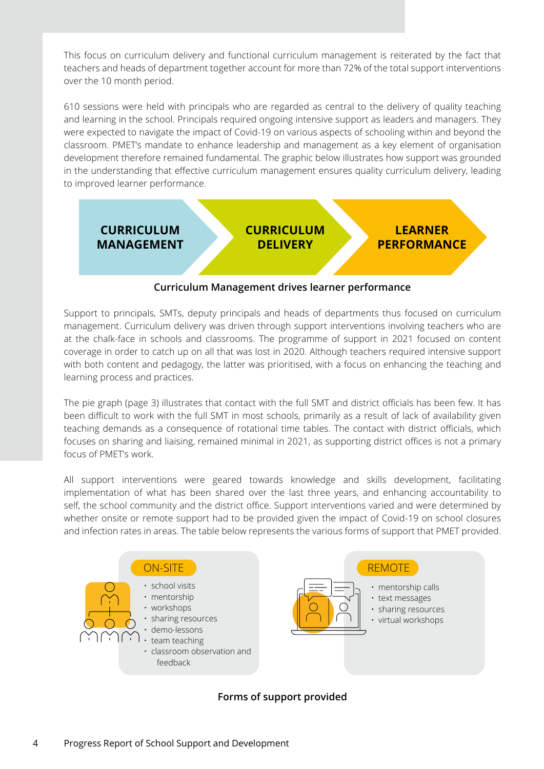This focus on curriculum delivery and functional curriculum management is reiterated by the fact that teachers and heads of department together account for more than 72% of the total support interventions over the 10 month period.

610 sessions were held with principals who are regarded as central to the delivery of quality teaching and learning in the school. Principals required ongoing intensive support as leaders and managers. They were expected to navigate the impact of Covid-19 on various aspects of schooling within and beyond the classroom. PMET's mandate to enhance leadership and management as a key element of organisation development therefore remained fundamental. The graphic below illustrates how support was grounded in the understanding that effective curriculum management ensures quality curriculum delivery, leading to improved learner performance.

**CURRICULUM MANAGEMENT** → **CURRICULUM DELIVERY** → **LEARNER PERFORMANCE**

**Curriculum Management drives learner performance**

Support to principals, SMTs, deputy principals and heads of departments thus focused on curriculum management. Curriculum delivery was driven through support interventions involving teachers who are at the chalk-face in schools and classrooms. The programme of support in 2021 focused on content coverage in order to catch up on all that was lost in 2020. Although teachers required intensive support with both content and pedagogy, the latter was prioritised, with a focus on enhancing the teaching and learning process and practices.

The pie graph (page 3) illustrates that contact with the full SMT and district officials has been few. It has been difficult to work with the full SMT in most schools, primarily as a result of lack of availability given teaching demands as a consequence of rotational time tables. The contact with district officials, which focuses on sharing and liaising, remained minimal in 2021, as supporting district offices is not a primary focus of PMET's work.

All support interventions were geared towards knowledge and skills development, facilitating implementation of what has been shared over the last three years, and enhancing accountability to self, the school community and the district office. Support interventions varied and were determined by whether onsite or remote support had to be provided given the impact of Covid-19 on school closures and infection rates in areas. The table below represents the various forms of support that PMET provided.

**ON-SITE**

- school visits
- mentorship
- workshops
- sharing resources
- demo-lessons
- team teaching
- classroom observation and feedback

**REMOTE**

- mentorship calls
- text messages
- sharing resources
- virtual workshops

**Forms of support provided**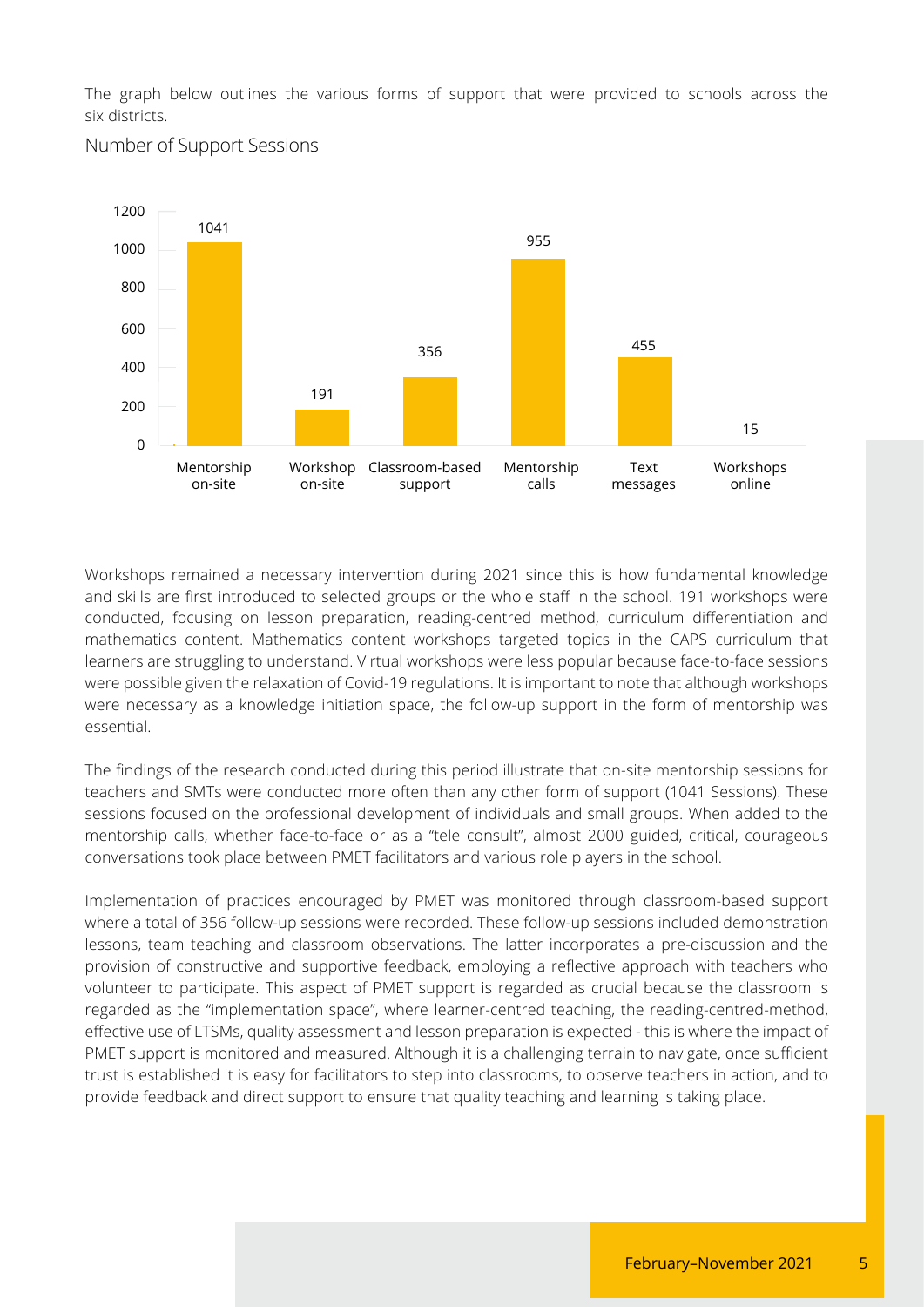The graph below outlines the various forms of support that were provided to schools across the six districts.

Number of Support Sessions

| Form of support | Number of sessions |
|---|---|
| Mentorship on-site | 1041 |
| Workshop on-site | 191 |
| Classroom-based support | 356 |
| Mentorship calls | 955 |
| Text messages | 455 |
| Workshops online | 15 |

Workshops remained a necessary intervention during 2021 since this is how fundamental knowledge and skills are first introduced to selected groups or the whole staff in the school. 191 workshops were conducted, focusing on lesson preparation, reading-centred method, curriculum differentiation and mathematics content. Mathematics content workshops targeted topics in the CAPS curriculum that learners are struggling to understand. Virtual workshops were less popular because face-to-face sessions were possible given the relaxation of Covid-19 regulations. It is important to note that although workshops were necessary as a knowledge initiation space, the follow-up support in the form of mentorship was essential.

The findings of the research conducted during this period illustrate that on-site mentorship sessions for teachers and SMTs were conducted more often than any other form of support (1041 Sessions). These sessions focused on the professional development of individuals and small groups. When added to the mentorship calls, whether face-to-face or as a "tele consult", almost 2000 guided, critical, courageous conversations took place between PMET facilitators and various role players in the school.

Implementation of practices encouraged by PMET was monitored through classroom-based support where a total of 356 follow-up sessions were recorded. These follow-up sessions included demonstration lessons, team teaching and classroom observations. The latter incorporates a pre-discussion and the provision of constructive and supportive feedback, employing a reflective approach with teachers who volunteer to participate. This aspect of PMET support is regarded as crucial because the classroom is regarded as the "implementation space", where learner-centred teaching, the reading-centred-method, effective use of LTSMs, quality assessment and lesson preparation is expected - this is where the impact of PMET support is monitored and measured. Although it is a challenging terrain to navigate, once sufficient trust is established it is easy for facilitators to step into classrooms, to observe teachers in action, and to provide feedback and direct support to ensure that quality teaching and learning is taking place.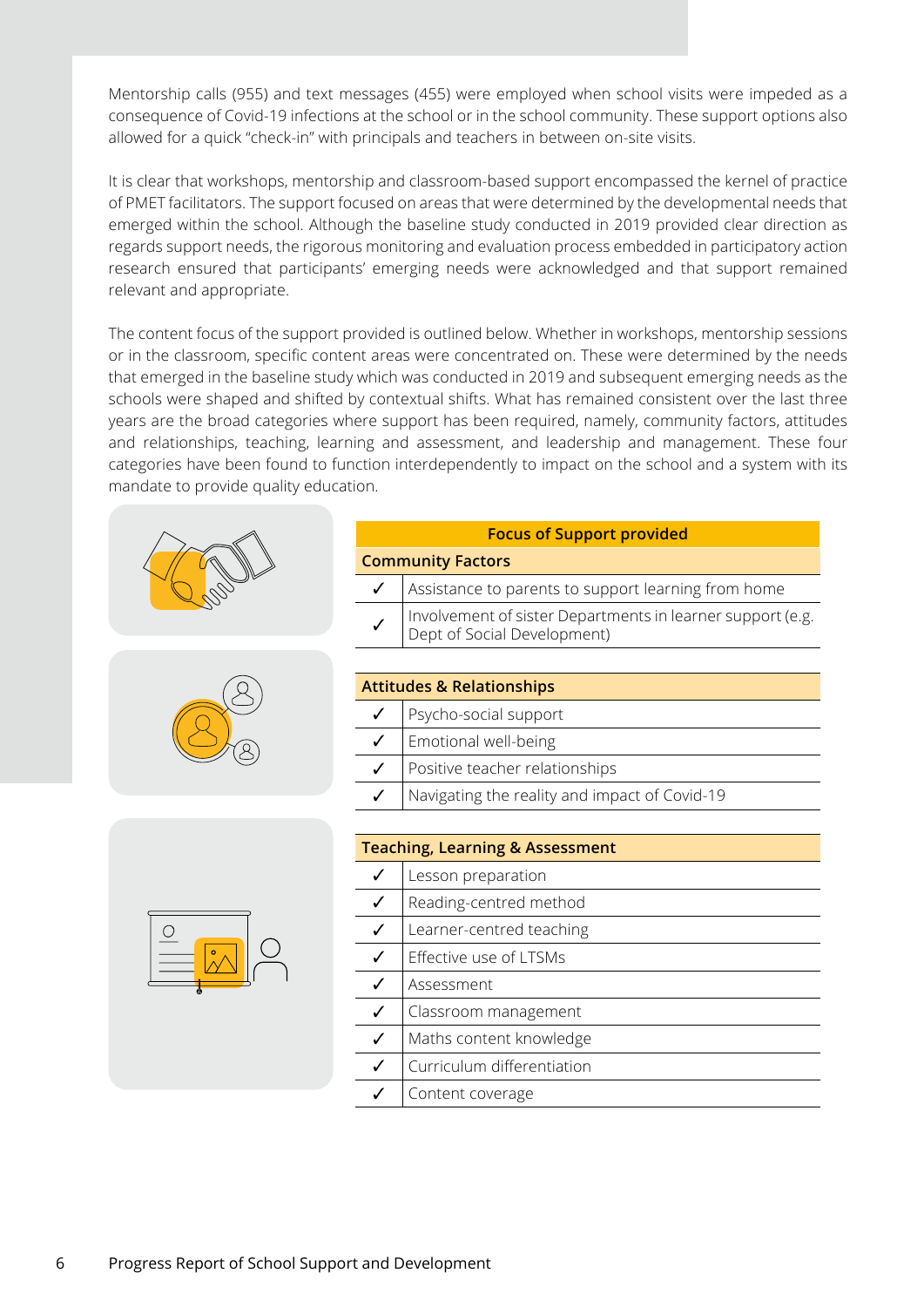Mentorship calls (955) and text messages (455) were employed when school visits were impeded as a consequence of Covid-19 infections at the school or in the school community. These support options also allowed for a quick "check-in" with principals and teachers in between on-site visits.

It is clear that workshops, mentorship and classroom-based support encompassed the kernel of practice of PMET facilitators. The support focused on areas that were determined by the developmental needs that emerged within the school. Although the baseline study conducted in 2019 provided clear direction as regards support needs, the rigorous monitoring and evaluation process embedded in participatory action research ensured that participants' emerging needs were acknowledged and that support remained relevant and appropriate.

The content focus of the support provided is outlined below. Whether in workshops, mentorship sessions or in the classroom, specific content areas were concentrated on. These were determined by the needs that emerged in the baseline study which was conducted in 2019 and subsequent emerging needs as the schools were shaped and shifted by contextual shifts. What has remained consistent over the last three years are the broad categories where support has been required, namely, community factors, attitudes and relationships, teaching, learning and assessment, and leadership and management. These four categories have been found to function interdependently to impact on the school and a system with its mandate to provide quality education.

| Focus of Support provided | |
|---|---|
| **Community Factors** | |
| ✓ | Assistance to parents to support learning from home |
| ✓ | Involvement of sister Departments in learner support (e.g. Dept of Social Development) |
| **Attitudes & Relationships** | |
| ✓ | Psycho-social support |
| ✓ | Emotional well-being |
| ✓ | Positive teacher relationships |
| ✓ | Navigating the reality and impact of Covid-19 |
| **Teaching, Learning & Assessment** | |
| ✓ | Lesson preparation |
| ✓ | Reading-centred method |
| ✓ | Learner-centred teaching |
| ✓ | Effective use of LTSMs |
| ✓ | Assessment |
| ✓ | Classroom management |
| ✓ | Maths content knowledge |
| ✓ | Curriculum differentiation |
| ✓ | Content coverage |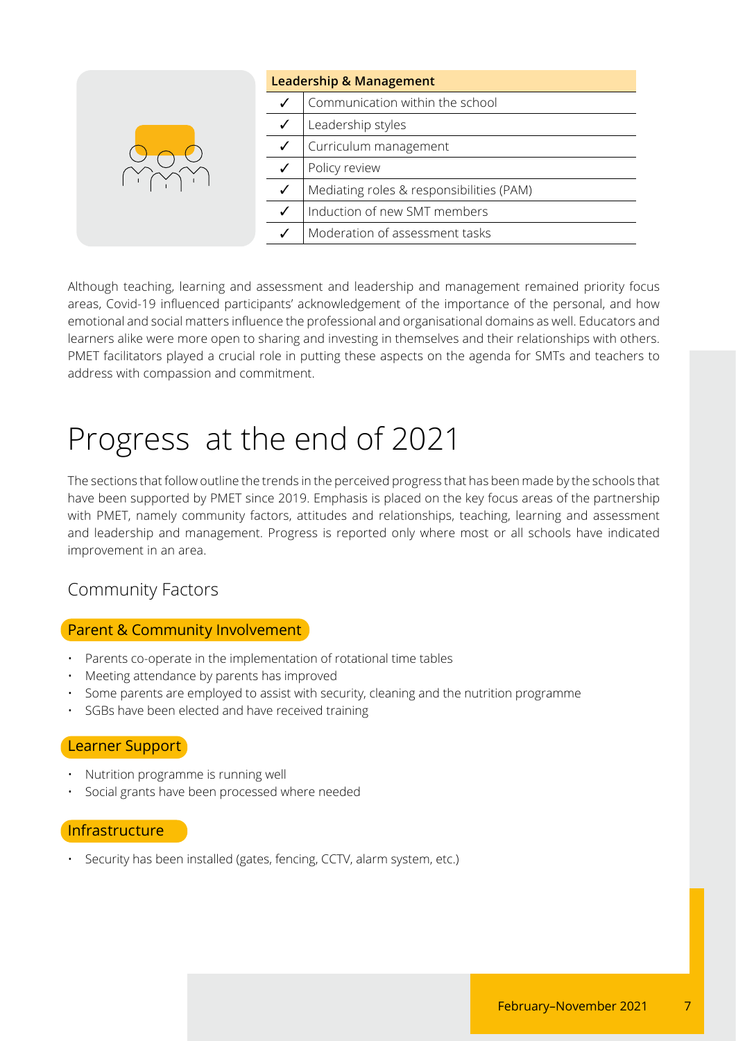| Leadership & Management | |
|---|---|
| ✓ | Communication within the school |
| ✓ | Leadership styles |
| ✓ | Curriculum management |
| ✓ | Policy review |
| ✓ | Mediating roles & responsibilities (PAM) |
| ✓ | Induction of new SMT members |
| ✓ | Moderation of assessment tasks |

Although teaching, learning and assessment and leadership and management remained priority focus areas, Covid-19 influenced participants' acknowledgement of the importance of the personal, and how emotional and social matters influence the professional and organisational domains as well. Educators and learners alike were more open to sharing and investing in themselves and their relationships with others. PMET facilitators played a crucial role in putting these aspects on the agenda for SMTs and teachers to address with compassion and commitment.

# Progress at the end of 2021

The sections that follow outline the trends in the perceived progress that has been made by the schools that have been supported by PMET since 2019. Emphasis is placed on the key focus areas of the partnership with PMET, namely community factors, attitudes and relationships, teaching, learning and assessment and leadership and management. Progress is reported only where most or all schools have indicated improvement in an area.

## Community Factors

### Parent & Community Involvement

- Parents co-operate in the implementation of rotational time tables
- Meeting attendance by parents has improved
- Some parents are employed to assist with security, cleaning and the nutrition programme
- SGBs have been elected and have received training

### Learner Support

- Nutrition programme is running well
- Social grants have been processed where needed

### Infrastructure

- Security has been installed (gates, fencing, CCTV, alarm system, etc.)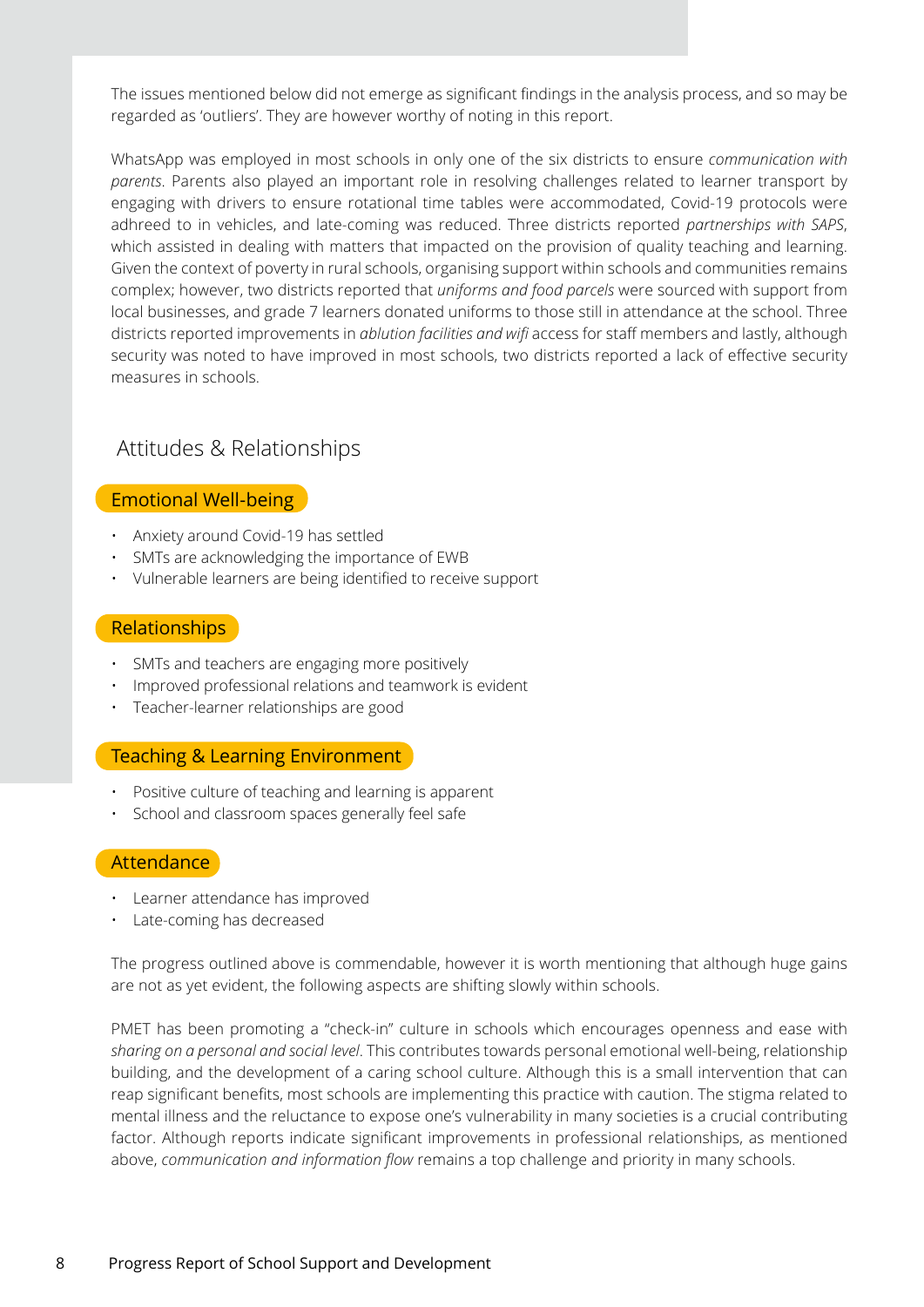The issues mentioned below did not emerge as significant findings in the analysis process, and so may be regarded as 'outliers'. They are however worthy of noting in this report.

WhatsApp was employed in most schools in only one of the six districts to ensure *communication with parents*. Parents also played an important role in resolving challenges related to learner transport by engaging with drivers to ensure rotational time tables were accommodated, Covid-19 protocols were adhreed to in vehicles, and late-coming was reduced. Three districts reported *partnerships with SAPS*, which assisted in dealing with matters that impacted on the provision of quality teaching and learning. Given the context of poverty in rural schools, organising support within schools and communities remains complex; however, two districts reported that *uniforms and food parcels* were sourced with support from local businesses, and grade 7 learners donated uniforms to those still in attendance at the school. Three districts reported improvements in *ablution facilities and wifi* access for staff members and lastly, although security was noted to have improved in most schools, two districts reported a lack of effective security measures in schools.

## Attitudes & Relationships

### Emotional Well-being

- Anxiety around Covid-19 has settled
- SMTs are acknowledging the importance of EWB
- Vulnerable learners are being identified to receive support

### Relationships

- SMTs and teachers are engaging more positively
- Improved professional relations and teamwork is evident
- Teacher-learner relationships are good

### Teaching & Learning Environment

- Positive culture of teaching and learning is apparent
- School and classroom spaces generally feel safe

### Attendance

- Learner attendance has improved
- Late-coming has decreased

The progress outlined above is commendable, however it is worth mentioning that although huge gains are not as yet evident, the following aspects are shifting slowly within schools.

PMET has been promoting a "check-in" culture in schools which encourages openness and ease with *sharing on a personal and social level*. This contributes towards personal emotional well-being, relationship building, and the development of a caring school culture. Although this is a small intervention that can reap significant benefits, most schools are implementing this practice with caution. The stigma related to mental illness and the reluctance to expose one's vulnerability in many societies is a crucial contributing factor. Although reports indicate significant improvements in professional relationships, as mentioned above, *communication and information flow* remains a top challenge and priority in many schools.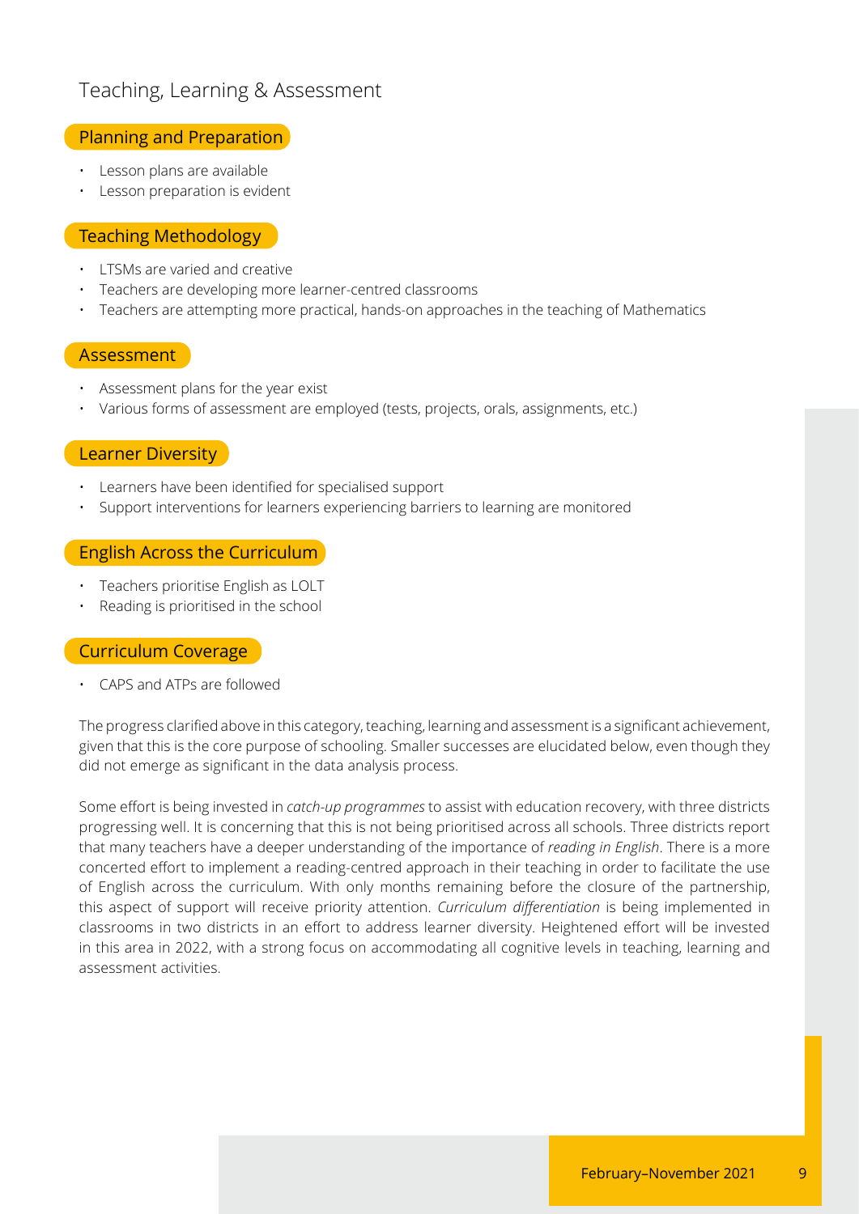## Teaching, Learning & Assessment

### Planning and Preparation

- Lesson plans are available
- Lesson preparation is evident

### Teaching Methodology

- LTSMs are varied and creative
- Teachers are developing more learner-centred classrooms
- Teachers are attempting more practical, hands-on approaches in the teaching of Mathematics

### Assessment

- Assessment plans for the year exist
- Various forms of assessment are employed (tests, projects, orals, assignments, etc.)

### Learner Diversity

- Learners have been identified for specialised support
- Support interventions for learners experiencing barriers to learning are monitored

### English Across the Curriculum

- Teachers prioritise English as LOLT
- Reading is prioritised in the school

### Curriculum Coverage

- CAPS and ATPs are followed

The progress clarified above in this category, teaching, learning and assessment is a significant achievement, given that this is the core purpose of schooling. Smaller successes are elucidated below, even though they did not emerge as significant in the data analysis process.

Some effort is being invested in *catch-up programmes* to assist with education recovery, with three districts progressing well. It is concerning that this is not being prioritised across all schools. Three districts report that many teachers have a deeper understanding of the importance of *reading in English*. There is a more concerted effort to implement a reading-centred approach in their teaching in order to facilitate the use of English across the curriculum. With only months remaining before the closure of the partnership, this aspect of support will receive priority attention. *Curriculum differentiation* is being implemented in classrooms in two districts in an effort to address learner diversity. Heightened effort will be invested in this area in 2022, with a strong focus on accommodating all cognitive levels in teaching, learning and assessment activities.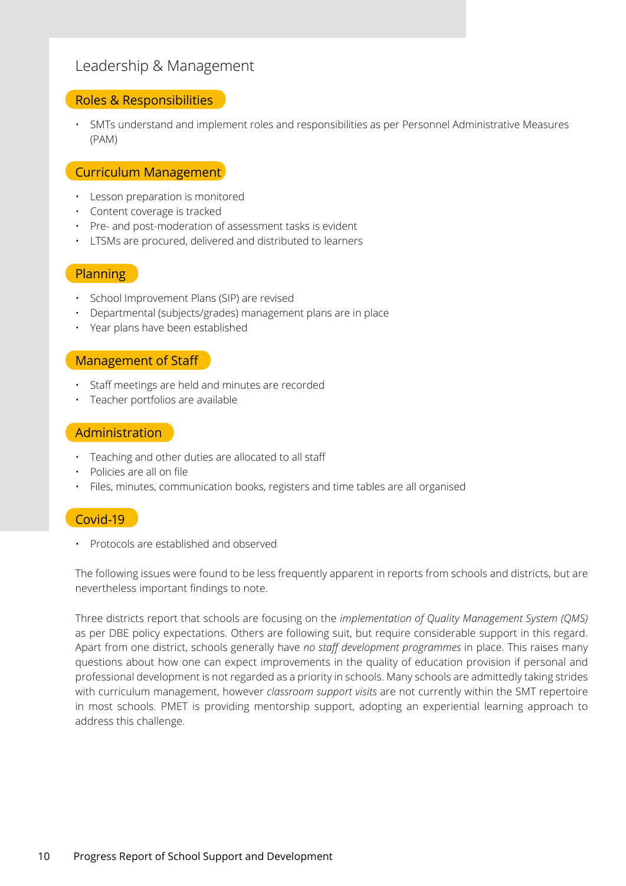## Leadership & Management

### Roles & Responsibilities

- SMTs understand and implement roles and responsibilities as per Personnel Administrative Measures (PAM)

### Curriculum Management

- Lesson preparation is monitored
- Content coverage is tracked
- Pre- and post-moderation of assessment tasks is evident
- LTSMs are procured, delivered and distributed to learners

### Planning

- School Improvement Plans (SIP) are revised
- Departmental (subjects/grades) management plans are in place
- Year plans have been established

### Management of Staff

- Staff meetings are held and minutes are recorded
- Teacher portfolios are available

### Administration

- Teaching and other duties are allocated to all staff
- Policies are all on file
- Files, minutes, communication books, registers and time tables are all organised

### Covid-19

- Protocols are established and observed

The following issues were found to be less frequently apparent in reports from schools and districts, but are nevertheless important findings to note.

Three districts report that schools are focusing on the *implementation of Quality Management System (QMS)* as per DBE policy expectations. Others are following suit, but require considerable support in this regard. Apart from one district, schools generally have *no staff development programmes* in place. This raises many questions about how one can expect improvements in the quality of education provision if personal and professional development is not regarded as a priority in schools. Many schools are admittedly taking strides with curriculum management, however *classroom support visits* are not currently within the SMT repertoire in most schools. PMET is providing mentorship support, adopting an experiential learning approach to address this challenge.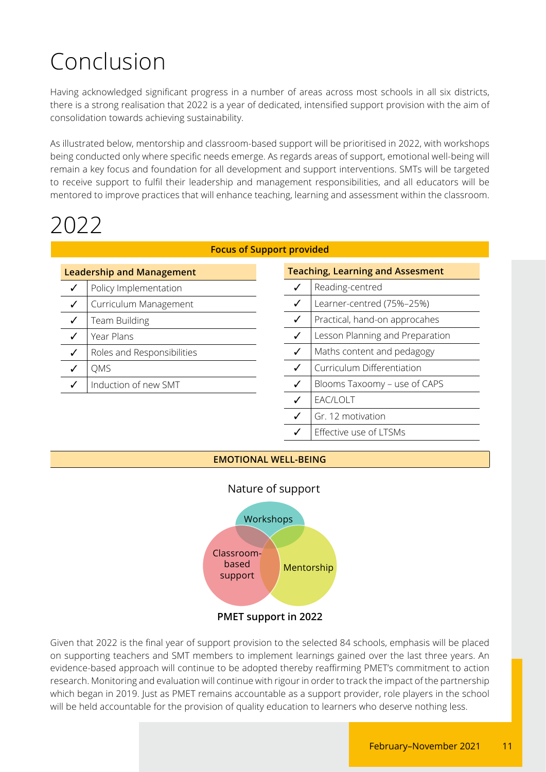# Conclusion

Having acknowledged significant progress in a number of areas across most schools in all six districts, there is a strong realisation that 2022 is a year of dedicated, intensified support provision with the aim of consolidation towards achieving sustainability.

As illustrated below, mentorship and classroom-based support will be prioritised in 2022, with workshops being conducted only where specific needs emerge. As regards areas of support, emotional well-being will remain a key focus and foundation for all development and support interventions. SMTs will be targeted to receive support to fulfil their leadership and management responsibilities, and all educators will be mentored to improve practices that will enhance teaching, learning and assessment within the classroom.

# 2022

**Focus of Support provided**

| Leadership and Management | |
|---|---|
| ✓ | Policy Implementation |
| ✓ | Curriculum Management |
| ✓ | Team Building |
| ✓ | Year Plans |
| ✓ | Roles and Responsibilities |
| ✓ | QMS |
| ✓ | Induction of new SMT |

| Teaching, Learning and Assesment | |
|---|---|
| ✓ | Reading-centred |
| ✓ | Learner-centred (75%–25%) |
| ✓ | Practical, hand-on approcahes |
| ✓ | Lesson Planning and Preparation |
| ✓ | Maths content and pedagogy |
| ✓ | Curriculum Differentiation |
| ✓ | Blooms Taxoomy – use of CAPS |
| ✓ | EAC/LOLT |
| ✓ | Gr. 12 motivation |
| ✓ | Effective use of LTSMs |

**EMOTIONAL WELL-BEING**

Nature of support

Workshops

Classroom-based support

Mentorship

**PMET support in 2022**

Given that 2022 is the final year of support provision to the selected 84 schools, emphasis will be placed on supporting teachers and SMT members to implement learnings gained over the last three years. An evidence-based approach will continue to be adopted thereby reaffirming PMET's commitment to action research. Monitoring and evaluation will continue with rigour in order to track the impact of the partnership which began in 2019. Just as PMET remains accountable as a support provider, role players in the school will be held accountable for the provision of quality education to learners who deserve nothing less.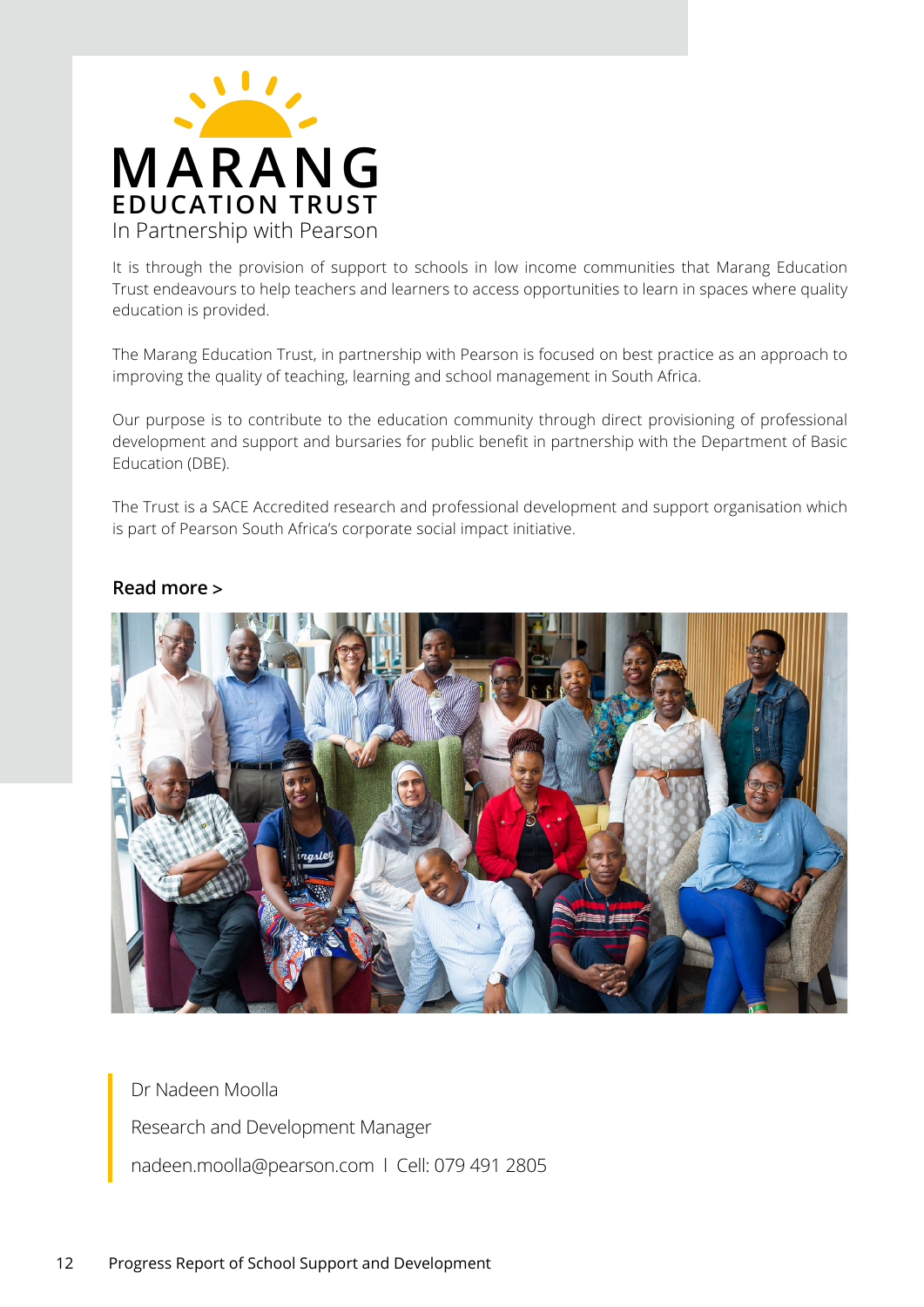# MARANG
## EDUCATION TRUST
In Partnership with Pearson

It is through the provision of support to schools in low income communities that Marang Education Trust endeavours to help teachers and learners to access opportunities to learn in spaces where quality education is provided.

The Marang Education Trust, in partnership with Pearson is focused on best practice as an approach to improving the quality of teaching, learning and school management in South Africa.

Our purpose is to contribute to the education community through direct provisioning of professional development and support and bursaries for public benefit in partnership with the Department of Basic Education (DBE).

The Trust is a SACE Accredited research and professional development and support organisation which is part of Pearson South Africa's corporate social impact initiative.

**Read more >**

Dr Nadeen Moolla

Research and Development Manager

nadeen.moolla@pearson.com | Cell: 079 491 2805